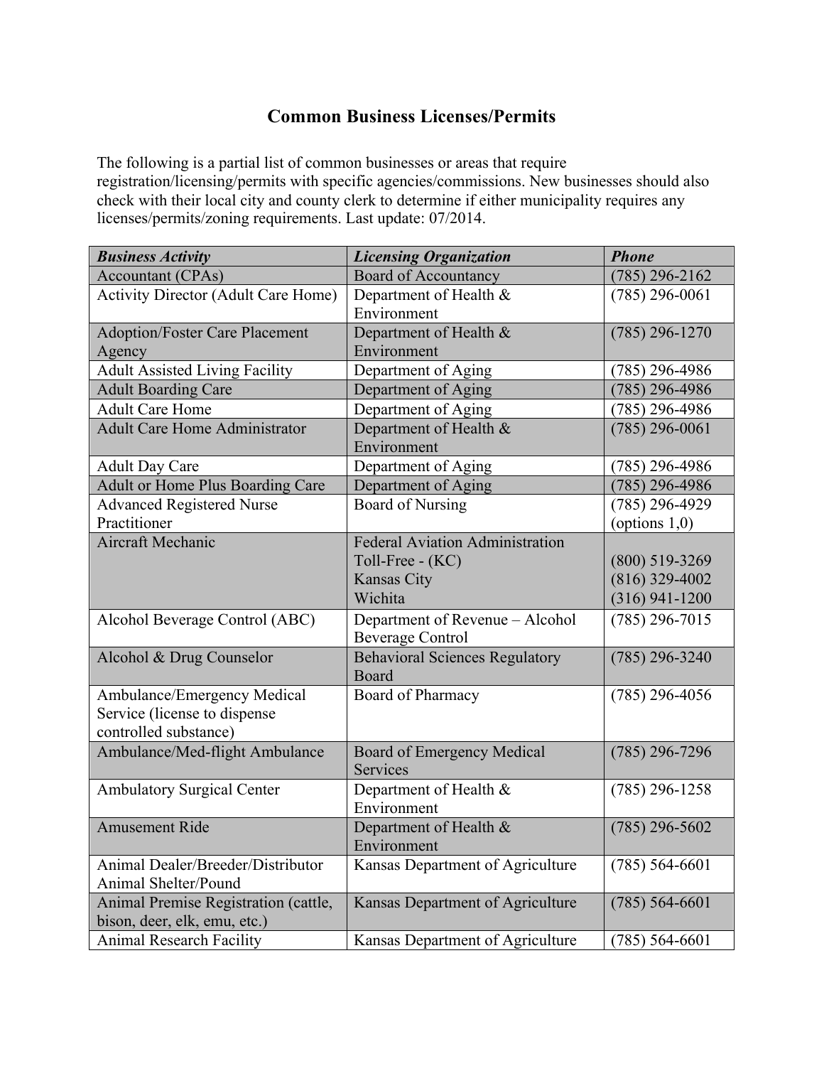# Common Business Licenses/Permits

The following is a partial list of common businesses or areas that require registration/licensing/permits with specific agencies/commissions. New businesses should also check with their local city and county clerk to determine if either municipality requires any licenses/permits/zoning requirements. Last update: 07/2014.

| ***Business Activity*** | ***Licensing Organization*** | ***Phone*** |
|---|---|---|
| Accountant (CPAs) | Board of Accountancy | (785) 296-2162 |
| Activity Director (Adult Care Home) | Department of Health & Environment | (785) 296-0061 |
| Adoption/Foster Care Placement Agency | Department of Health & Environment | (785) 296-1270 |
| Adult Assisted Living Facility | Department of Aging | (785) 296-4986 |
| Adult Boarding Care | Department of Aging | (785) 296-4986 |
| Adult Care Home | Department of Aging | (785) 296-4986 |
| Adult Care Home Administrator | Department of Health & Environment | (785) 296-0061 |
| Adult Day Care | Department of Aging | (785) 296-4986 |
| Adult or Home Plus Boarding Care | Department of Aging | (785) 296-4986 |
| Advanced Registered Nurse Practitioner | Board of Nursing | (785) 296-4929 (options 1,0) |
| Aircraft Mechanic | Federal Aviation Administration<br>Toll-Free - (KC)<br>Kansas City<br>Wichita | <br>(800) 519-3269<br>(816) 329-4002<br>(316) 941-1200 |
| Alcohol Beverage Control (ABC) | Department of Revenue – Alcohol Beverage Control | (785) 296-7015 |
| Alcohol & Drug Counselor | Behavioral Sciences Regulatory Board | (785) 296-3240 |
| Ambulance/Emergency Medical Service (license to dispense controlled substance) | Board of Pharmacy | (785) 296-4056 |
| Ambulance/Med-flight Ambulance | Board of Emergency Medical Services | (785) 296-7296 |
| Ambulatory Surgical Center | Department of Health & Environment | (785) 296-1258 |
| Amusement Ride | Department of Health & Environment | (785) 296-5602 |
| Animal Dealer/Breeder/Distributor Animal Shelter/Pound | Kansas Department of Agriculture | (785) 564-6601 |
| Animal Premise Registration (cattle, bison, deer, elk, emu, etc.) | Kansas Department of Agriculture | (785) 564-6601 |
| Animal Research Facility | Kansas Department of Agriculture | (785) 564-6601 |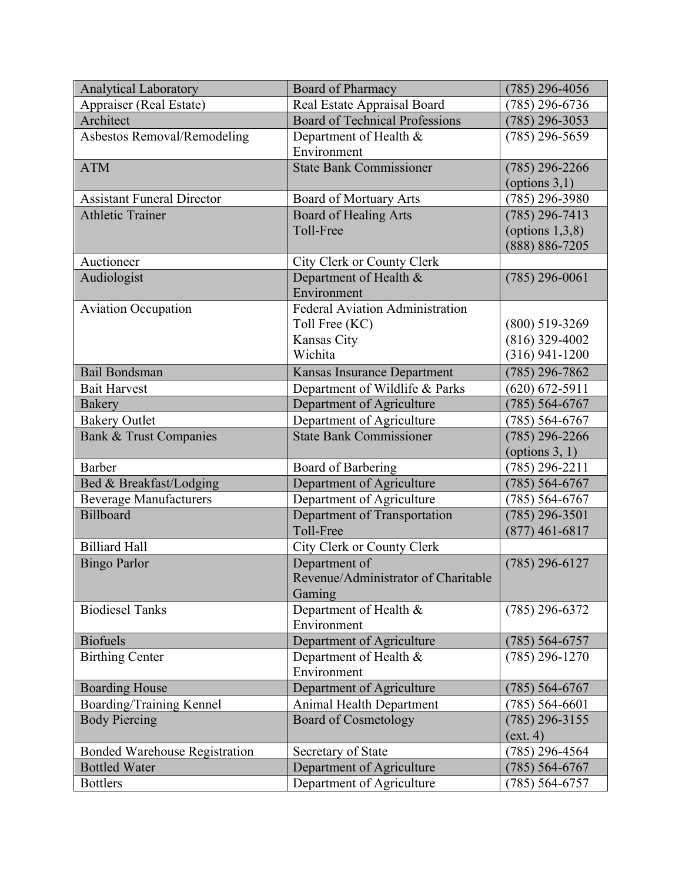| Analytical Laboratory | Board of Pharmacy | (785) 296-4056 |
|---|---|---|
| Appraiser (Real Estate) | Real Estate Appraisal Board | (785) 296-6736 |
| Architect | Board of Technical Professions | (785) 296-3053 |
| Asbestos Removal/Remodeling | Department of Health & Environment | (785) 296-5659 |
| ATM | State Bank Commissioner | (785) 296-2266 (options 3,1) |
| Assistant Funeral Director | Board of Mortuary Arts | (785) 296-3980 |
| Athletic Trainer | Board of Healing Arts<br>Toll-Free | (785) 296-7413 (options 1,3,8)<br>(888) 886-7205 |
| Auctioneer | City Clerk or County Clerk | |
| Audiologist | Department of Health & Environment | (785) 296-0061 |
| Aviation Occupation | Federal Aviation Administration<br>Toll Free (KC)<br>Kansas City<br>Wichita | <br>(800) 519-3269<br>(816) 329-4002<br>(316) 941-1200 |
| Bail Bondsman | Kansas Insurance Department | (785) 296-7862 |
| Bait Harvest | Department of Wildlife & Parks | (620) 672-5911 |
| Bakery | Department of Agriculture | (785) 564-6767 |
| Bakery Outlet | Department of Agriculture | (785) 564-6767 |
| Bank & Trust Companies | State Bank Commissioner | (785) 296-2266 (options 3, 1) |
| Barber | Board of Barbering | (785) 296-2211 |
| Bed & Breakfast/Lodging | Department of Agriculture | (785) 564-6767 |
| Beverage Manufacturers | Department of Agriculture | (785) 564-6767 |
| Billboard | Department of Transportation<br>Toll-Free | (785) 296-3501<br>(877) 461-6817 |
| Billiard Hall | City Clerk or County Clerk | |
| Bingo Parlor | Department of Revenue/Administrator of Charitable Gaming | (785) 296-6127 |
| Biodiesel Tanks | Department of Health & Environment | (785) 296-6372 |
| Biofuels | Department of Agriculture | (785) 564-6757 |
| Birthing Center | Department of Health & Environment | (785) 296-1270 |
| Boarding House | Department of Agriculture | (785) 564-6767 |
| Boarding/Training Kennel | Animal Health Department | (785) 564-6601 |
| Body Piercing | Board of Cosmetology | (785) 296-3155 (ext. 4) |
| Bonded Warehouse Registration | Secretary of State | (785) 296-4564 |
| Bottled Water | Department of Agriculture | (785) 564-6767 |
| Bottlers | Department of Agriculture | (785) 564-6757 |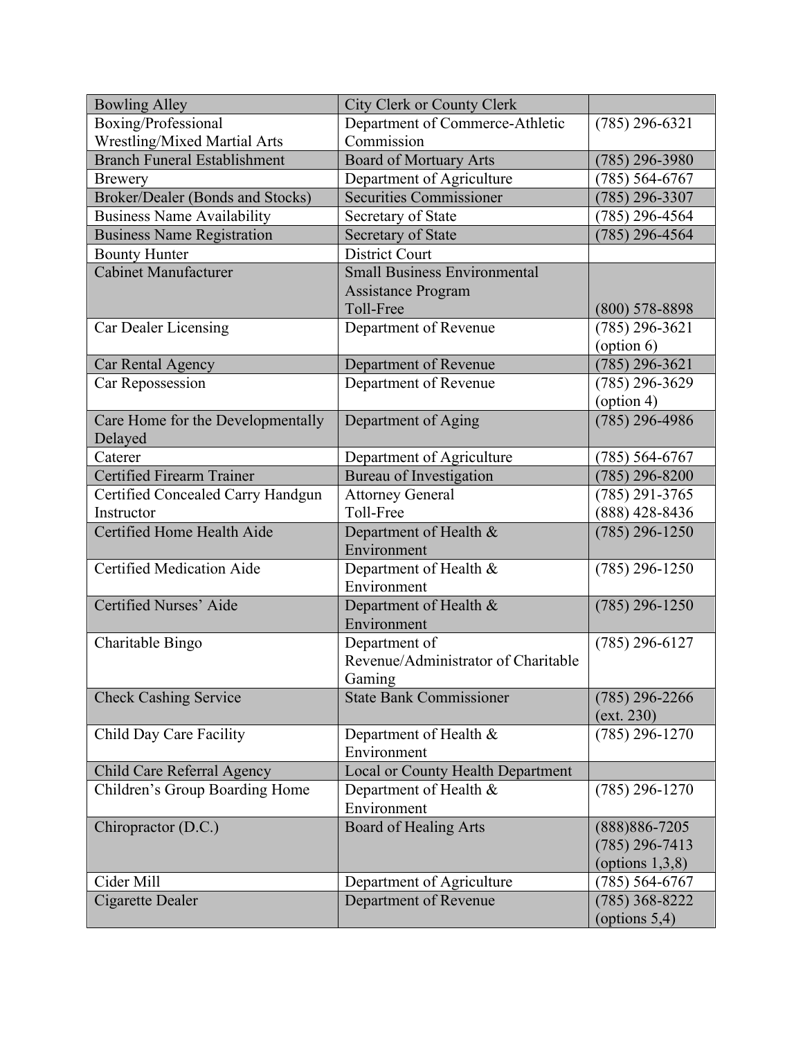| Bowling Alley | City Clerk or County Clerk | |
|---|---|---|
| Boxing/Professional Wrestling/Mixed Martial Arts | Department of Commerce-Athletic Commission | (785) 296-6321 |
| Branch Funeral Establishment | Board of Mortuary Arts | (785) 296-3980 |
| Brewery | Department of Agriculture | (785) 564-6767 |
| Broker/Dealer (Bonds and Stocks) | Securities Commissioner | (785) 296-3307 |
| Business Name Availability | Secretary of State | (785) 296-4564 |
| Business Name Registration | Secretary of State | (785) 296-4564 |
| Bounty Hunter | District Court | |
| Cabinet Manufacturer | Small Business Environmental Assistance Program Toll-Free | (800) 578-8898 |
| Car Dealer Licensing | Department of Revenue | (785) 296-3621 (option 6) |
| Car Rental Agency | Department of Revenue | (785) 296-3621 |
| Car Repossession | Department of Revenue | (785) 296-3629 (option 4) |
| Care Home for the Developmentally Delayed | Department of Aging | (785) 296-4986 |
| Caterer | Department of Agriculture | (785) 564-6767 |
| Certified Firearm Trainer | Bureau of Investigation | (785) 296-8200 |
| Certified Concealed Carry Handgun Instructor | Attorney General Toll-Free | (785) 291-3765 (888) 428-8436 |
| Certified Home Health Aide | Department of Health & Environment | (785) 296-1250 |
| Certified Medication Aide | Department of Health & Environment | (785) 296-1250 |
| Certified Nurses' Aide | Department of Health & Environment | (785) 296-1250 |
| Charitable Bingo | Department of Revenue/Administrator of Charitable Gaming | (785) 296-6127 |
| Check Cashing Service | State Bank Commissioner | (785) 296-2266 (ext. 230) |
| Child Day Care Facility | Department of Health & Environment | (785) 296-1270 |
| Child Care Referral Agency | Local or County Health Department | |
| Children's Group Boarding Home | Department of Health & Environment | (785) 296-1270 |
| Chiropractor (D.C.) | Board of Healing Arts | (888)886-7205 (785) 296-7413 (options 1,3,8) |
| Cider Mill | Department of Agriculture | (785) 564-6767 |
| Cigarette Dealer | Department of Revenue | (785) 368-8222 (options 5,4) |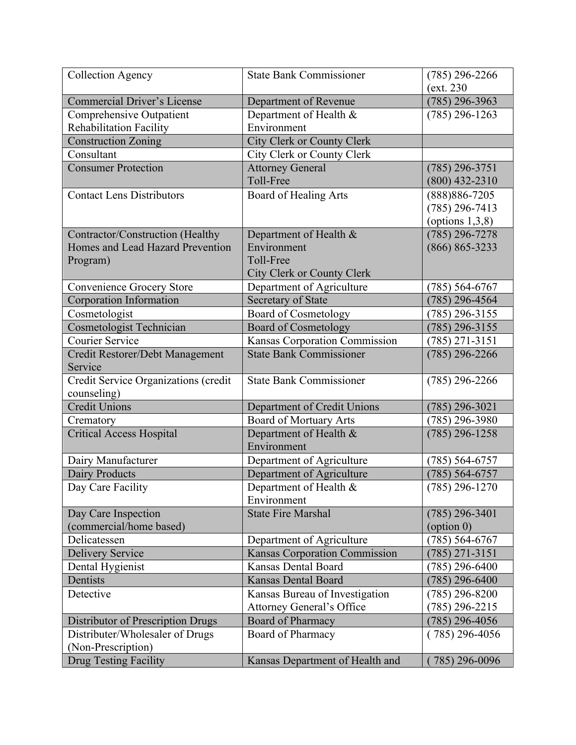| Collection Agency | State Bank Commissioner | (785) 296-2266 (ext. 230 |
|---|---|---|
| Commercial Driver's License | Department of Revenue | (785) 296-3963 |
| Comprehensive Outpatient Rehabilitation Facility | Department of Health & Environment | (785) 296-1263 |
| Construction Zoning | City Clerk or County Clerk | |
| Consultant | City Clerk or County Clerk | |
| Consumer Protection | Attorney General<br>Toll-Free | (785) 296-3751<br>(800) 432-2310 |
| Contact Lens Distributors | Board of Healing Arts | (888)886-7205<br>(785) 296-7413<br>(options 1,3,8) |
| Contractor/Construction (Healthy Homes and Lead Hazard Prevention Program) | Department of Health & Environment<br>Toll-Free<br>City Clerk or County Clerk | (785) 296-7278<br>(866) 865-3233 |
| Convenience Grocery Store | Department of Agriculture | (785) 564-6767 |
| Corporation Information | Secretary of State | (785) 296-4564 |
| Cosmetologist | Board of Cosmetology | (785) 296-3155 |
| Cosmetologist Technician | Board of Cosmetology | (785) 296-3155 |
| Courier Service | Kansas Corporation Commission | (785) 271-3151 |
| Credit Restorer/Debt Management Service | State Bank Commissioner | (785) 296-2266 |
| Credit Service Organizations (credit counseling) | State Bank Commissioner | (785) 296-2266 |
| Credit Unions | Department of Credit Unions | (785) 296-3021 |
| Crematory | Board of Mortuary Arts | (785) 296-3980 |
| Critical Access Hospital | Department of Health & Environment | (785) 296-1258 |
| Dairy Manufacturer | Department of Agriculture | (785) 564-6757 |
| Dairy Products | Department of Agriculture | (785) 564-6757 |
| Day Care Facility | Department of Health & Environment | (785) 296-1270 |
| Day Care Inspection (commercial/home based) | State Fire Marshal | (785) 296-3401 (option 0) |
| Delicatessen | Department of Agriculture | (785) 564-6767 |
| Delivery Service | Kansas Corporation Commission | (785) 271-3151 |
| Dental Hygienist | Kansas Dental Board | (785) 296-6400 |
| Dentists | Kansas Dental Board | (785) 296-6400 |
| Detective | Kansas Bureau of Investigation<br>Attorney General's Office | (785) 296-8200<br>(785) 296-2215 |
| Distributor of Prescription Drugs | Board of Pharmacy | (785) 296-4056 |
| Distributer/Wholesaler of Drugs (Non-Prescription) | Board of Pharmacy | ( 785) 296-4056 |
| Drug Testing Facility | Kansas Department of Health and | ( 785) 296-0096 |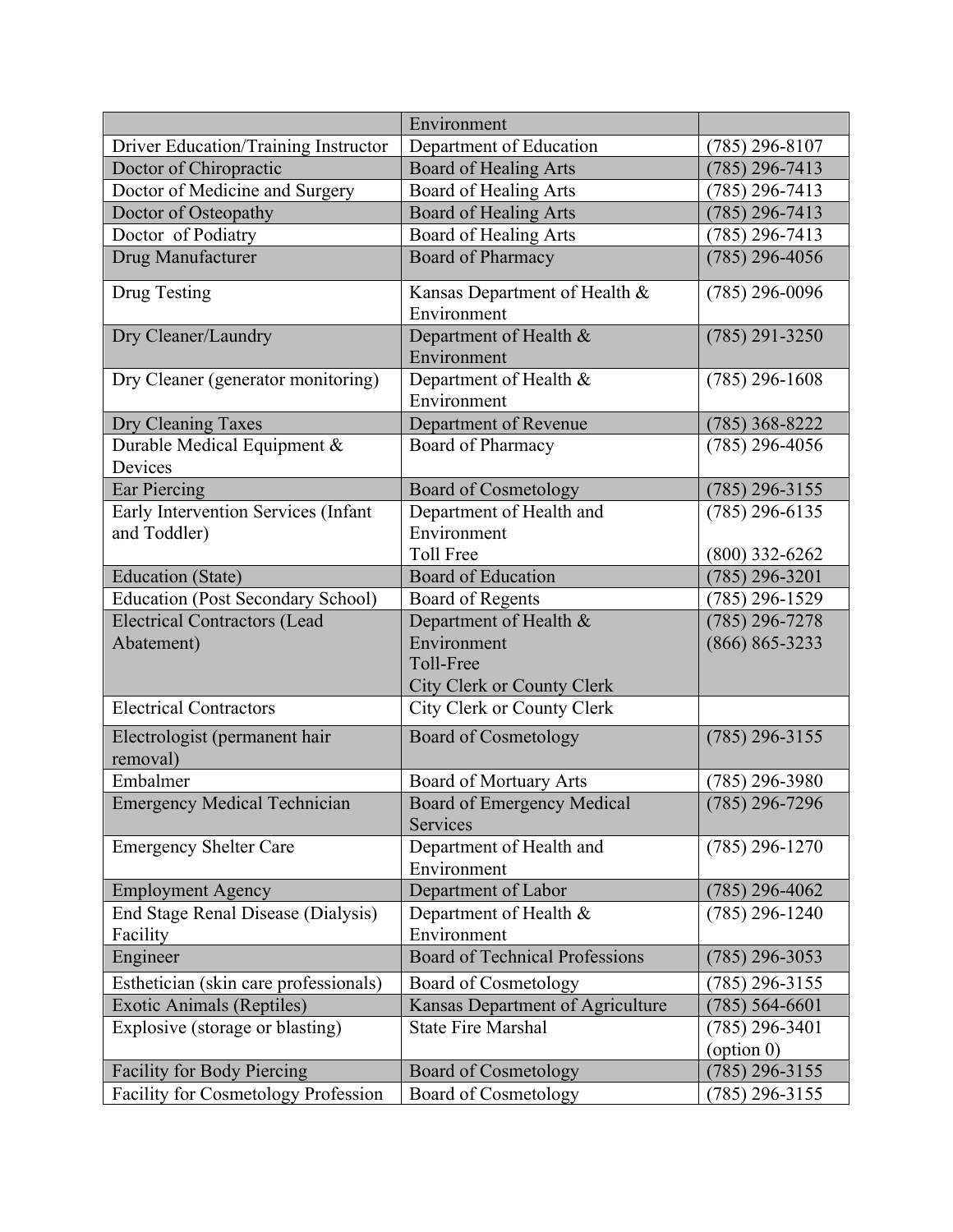| | | |
|---|---|---|
| | Environment | |
| Driver Education/Training Instructor | Department of Education | (785) 296-8107 |
| Doctor of Chiropractic | Board of Healing Arts | (785) 296-7413 |
| Doctor of Medicine and Surgery | Board of Healing Arts | (785) 296-7413 |
| Doctor of Osteopathy | Board of Healing Arts | (785) 296-7413 |
| Doctor of Podiatry | Board of Healing Arts | (785) 296-7413 |
| Drug Manufacturer | Board of Pharmacy | (785) 296-4056 |
| Drug Testing | Kansas Department of Health & Environment | (785) 296-0096 |
| Dry Cleaner/Laundry | Department of Health & Environment | (785) 291-3250 |
| Dry Cleaner (generator monitoring) | Department of Health & Environment | (785) 296-1608 |
| Dry Cleaning Taxes | Department of Revenue | (785) 368-8222 |
| Durable Medical Equipment & Devices | Board of Pharmacy | (785) 296-4056 |
| Ear Piercing | Board of Cosmetology | (785) 296-3155 |
| Early Intervention Services (Infant and Toddler) | Department of Health and Environment<br>Toll Free | (785) 296-6135<br>(800) 332-6262 |
| Education (State) | Board of Education | (785) 296-3201 |
| Education (Post Secondary School) | Board of Regents | (785) 296-1529 |
| Electrical Contractors (Lead Abatement) | Department of Health & Environment<br>Toll-Free<br>City Clerk or County Clerk | (785) 296-7278<br>(866) 865-3233 |
| Electrical Contractors | City Clerk or County Clerk | |
| Electrologist (permanent hair removal) | Board of Cosmetology | (785) 296-3155 |
| Embalmer | Board of Mortuary Arts | (785) 296-3980 |
| Emergency Medical Technician | Board of Emergency Medical Services | (785) 296-7296 |
| Emergency Shelter Care | Department of Health and Environment | (785) 296-1270 |
| Employment Agency | Department of Labor | (785) 296-4062 |
| End Stage Renal Disease (Dialysis) Facility | Department of Health & Environment | (785) 296-1240 |
| Engineer | Board of Technical Professions | (785) 296-3053 |
| Esthetician (skin care professionals) | Board of Cosmetology | (785) 296-3155 |
| Exotic Animals (Reptiles) | Kansas Department of Agriculture | (785) 564-6601 |
| Explosive (storage or blasting) | State Fire Marshal | (785) 296-3401 (option 0) |
| Facility for Body Piercing | Board of Cosmetology | (785) 296-3155 |
| Facility for Cosmetology Profession | Board of Cosmetology | (785) 296-3155 |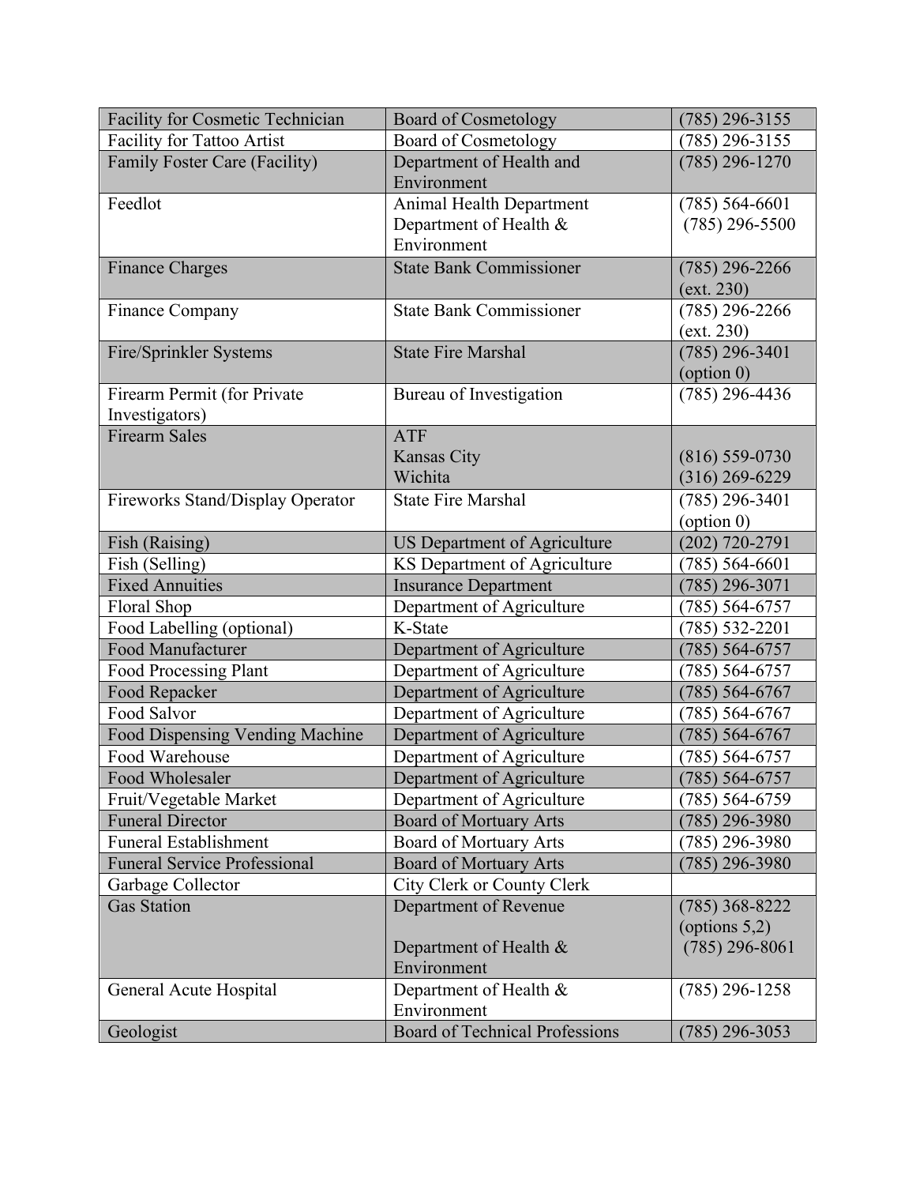| Facility for Cosmetic Technician | Board of Cosmetology | (785) 296-3155 |
|---|---|---|
| Facility for Tattoo Artist | Board of Cosmetology | (785) 296-3155 |
| Family Foster Care (Facility) | Department of Health and Environment | (785) 296-1270 |
| Feedlot | Animal Health Department<br>Department of Health & Environment | (785) 564-6601<br>(785) 296-5500 |
| Finance Charges | State Bank Commissioner | (785) 296-2266 (ext. 230) |
| Finance Company | State Bank Commissioner | (785) 296-2266 (ext. 230) |
| Fire/Sprinkler Systems | State Fire Marshal | (785) 296-3401 (option 0) |
| Firearm Permit (for Private Investigators) | Bureau of Investigation | (785) 296-4436 |
| Firearm Sales | ATF<br>Kansas City<br>Wichita | <br>(816) 559-0730<br>(316) 269-6229 |
| Fireworks Stand/Display Operator | State Fire Marshal | (785) 296-3401 (option 0) |
| Fish (Raising) | US Department of Agriculture | (202) 720-2791 |
| Fish (Selling) | KS Department of Agriculture | (785) 564-6601 |
| Fixed Annuities | Insurance Department | (785) 296-3071 |
| Floral Shop | Department of Agriculture | (785) 564-6757 |
| Food Labelling (optional) | K-State | (785) 532-2201 |
| Food Manufacturer | Department of Agriculture | (785) 564-6757 |
| Food Processing Plant | Department of Agriculture | (785) 564-6757 |
| Food Repacker | Department of Agriculture | (785) 564-6767 |
| Food Salvor | Department of Agriculture | (785) 564-6767 |
| Food Dispensing Vending Machine | Department of Agriculture | (785) 564-6767 |
| Food Warehouse | Department of Agriculture | (785) 564-6757 |
| Food Wholesaler | Department of Agriculture | (785) 564-6757 |
| Fruit/Vegetable Market | Department of Agriculture | (785) 564-6759 |
| Funeral Director | Board of Mortuary Arts | (785) 296-3980 |
| Funeral Establishment | Board of Mortuary Arts | (785) 296-3980 |
| Funeral Service Professional | Board of Mortuary Arts | (785) 296-3980 |
| Garbage Collector | City Clerk or County Clerk | |
| Gas Station | Department of Revenue<br><br>Department of Health & Environment | (785) 368-8222 (options 5,2)<br>(785) 296-8061 |
| General Acute Hospital | Department of Health & Environment | (785) 296-1258 |
| Geologist | Board of Technical Professions | (785) 296-3053 |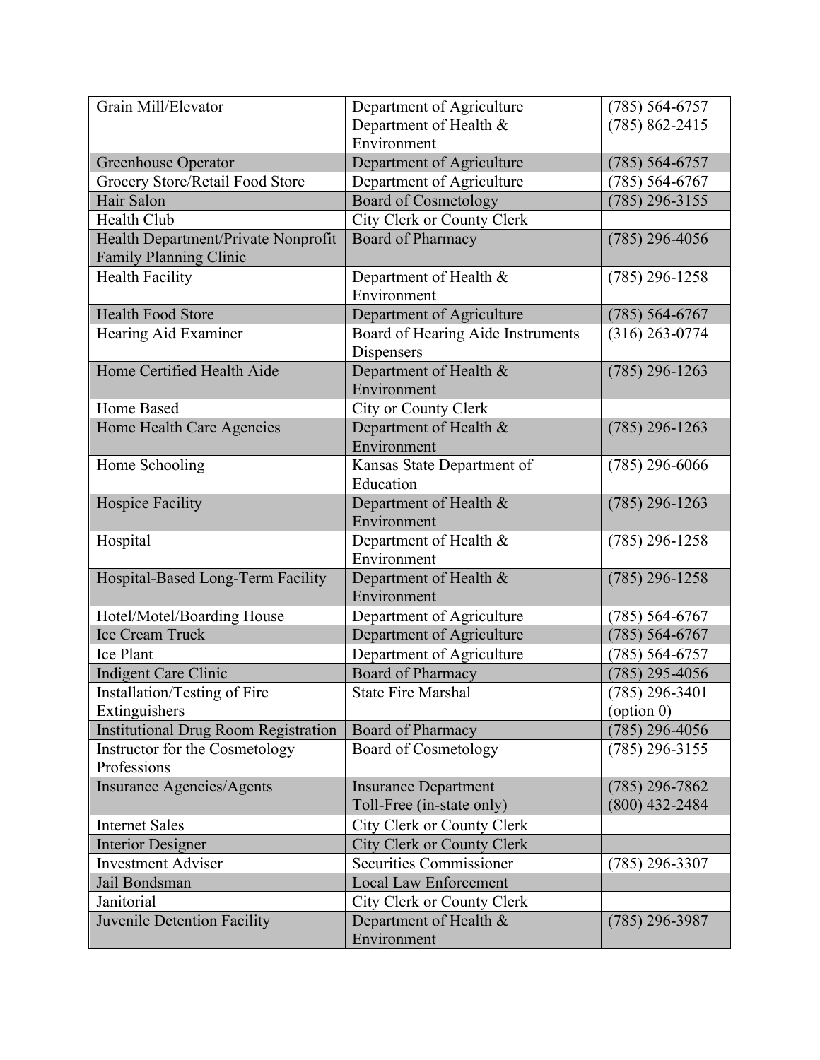| Grain Mill/Elevator | Department of Agriculture<br>Department of Health & Environment | (785) 564-6757<br>(785) 862-2415 |
|---|---|---|
| Greenhouse Operator | Department of Agriculture | (785) 564-6757 |
| Grocery Store/Retail Food Store | Department of Agriculture | (785) 564-6767 |
| Hair Salon | Board of Cosmetology | (785) 296-3155 |
| Health Club | City Clerk or County Clerk | |
| Health Department/Private Nonprofit Family Planning Clinic | Board of Pharmacy | (785) 296-4056 |
| Health Facility | Department of Health & Environment | (785) 296-1258 |
| Health Food Store | Department of Agriculture | (785) 564-6767 |
| Hearing Aid Examiner | Board of Hearing Aide Instruments Dispensers | (316) 263-0774 |
| Home Certified Health Aide | Department of Health & Environment | (785) 296-1263 |
| Home Based | City or County Clerk | |
| Home Health Care Agencies | Department of Health & Environment | (785) 296-1263 |
| Home Schooling | Kansas State Department of Education | (785) 296-6066 |
| Hospice Facility | Department of Health & Environment | (785) 296-1263 |
| Hospital | Department of Health & Environment | (785) 296-1258 |
| Hospital-Based Long-Term Facility | Department of Health & Environment | (785) 296-1258 |
| Hotel/Motel/Boarding House | Department of Agriculture | (785) 564-6767 |
| Ice Cream Truck | Department of Agriculture | (785) 564-6767 |
| Ice Plant | Department of Agriculture | (785) 564-6757 |
| Indigent Care Clinic | Board of Pharmacy | (785) 295-4056 |
| Installation/Testing of Fire Extinguishers | State Fire Marshal | (785) 296-3401 (option 0) |
| Institutional Drug Room Registration | Board of Pharmacy | (785) 296-4056 |
| Instructor for the Cosmetology Professions | Board of Cosmetology | (785) 296-3155 |
| Insurance Agencies/Agents | Insurance Department<br>Toll-Free (in-state only) | (785) 296-7862<br>(800) 432-2484 |
| Internet Sales | City Clerk or County Clerk | |
| Interior Designer | City Clerk or County Clerk | |
| Investment Adviser | Securities Commissioner | (785) 296-3307 |
| Jail Bondsman | Local Law Enforcement | |
| Janitorial | City Clerk or County Clerk | |
| Juvenile Detention Facility | Department of Health & Environment | (785) 296-3987 |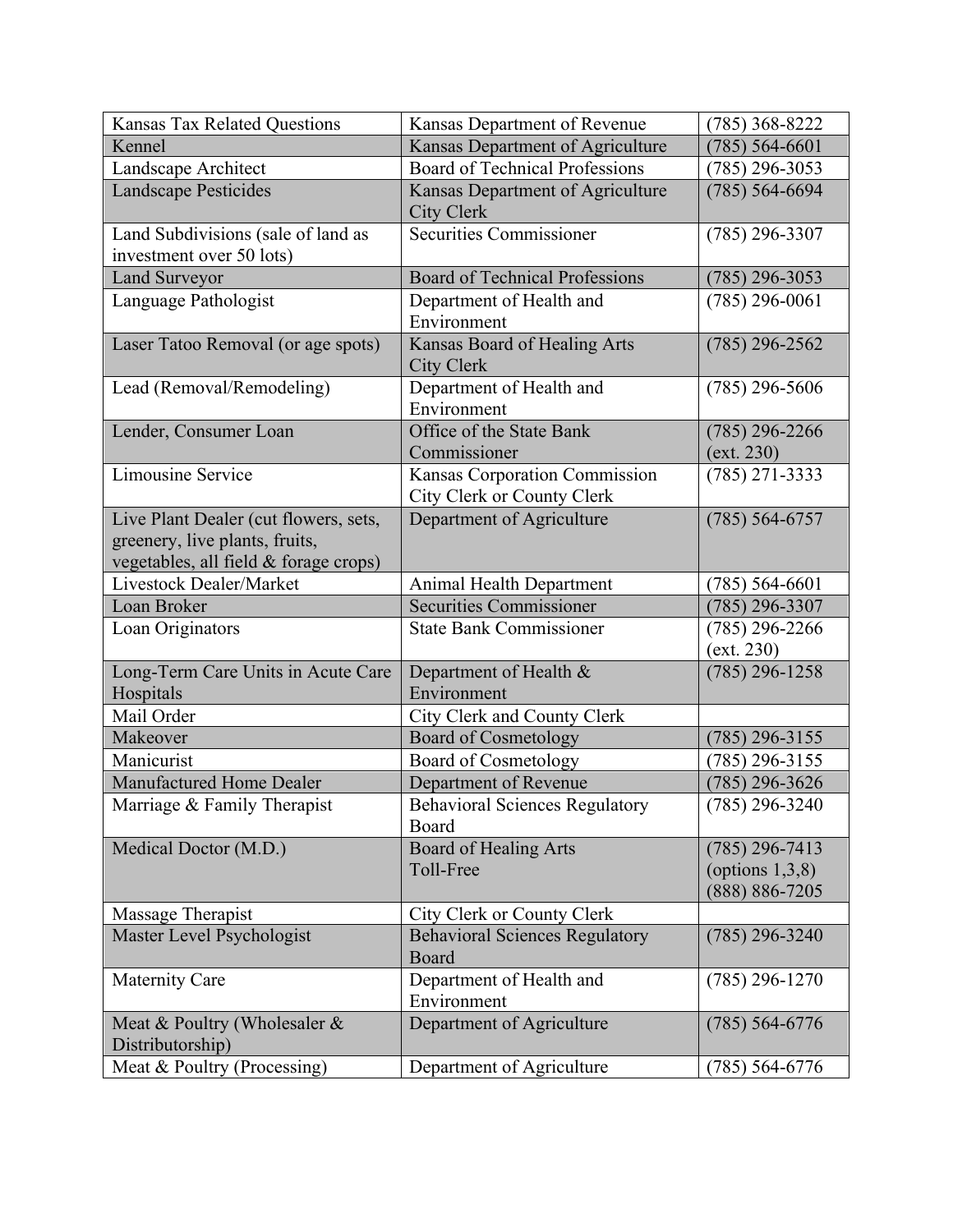| Kansas Tax Related Questions | Kansas Department of Revenue | (785) 368-8222 |
|---|---|---|
| Kennel | Kansas Department of Agriculture | (785) 564-6601 |
| Landscape Architect | Board of Technical Professions | (785) 296-3053 |
| Landscape Pesticides | Kansas Department of Agriculture City Clerk | (785) 564-6694 |
| Land Subdivisions (sale of land as investment over 50 lots) | Securities Commissioner | (785) 296-3307 |
| Land Surveyor | Board of Technical Professions | (785) 296-3053 |
| Language Pathologist | Department of Health and Environment | (785) 296-0061 |
| Laser Tatoo Removal (or age spots) | Kansas Board of Healing Arts City Clerk | (785) 296-2562 |
| Lead (Removal/Remodeling) | Department of Health and Environment | (785) 296-5606 |
| Lender, Consumer Loan | Office of the State Bank Commissioner | (785) 296-2266 (ext. 230) |
| Limousine Service | Kansas Corporation Commission City Clerk or County Clerk | (785) 271-3333 |
| Live Plant Dealer (cut flowers, sets, greenery, live plants, fruits, vegetables, all field & forage crops) | Department of Agriculture | (785) 564-6757 |
| Livestock Dealer/Market | Animal Health Department | (785) 564-6601 |
| Loan Broker | Securities Commissioner | (785) 296-3307 |
| Loan Originators | State Bank Commissioner | (785) 296-2266 (ext. 230) |
| Long-Term Care Units in Acute Care Hospitals | Department of Health & Environment | (785) 296-1258 |
| Mail Order | City Clerk and County Clerk | |
| Makeover | Board of Cosmetology | (785) 296-3155 |
| Manicurist | Board of Cosmetology | (785) 296-3155 |
| Manufactured Home Dealer | Department of Revenue | (785) 296-3626 |
| Marriage & Family Therapist | Behavioral Sciences Regulatory Board | (785) 296-3240 |
| Medical Doctor (M.D.) | Board of Healing Arts Toll-Free | (785) 296-7413 (options 1,3,8) (888) 886-7205 |
| Massage Therapist | City Clerk or County Clerk | |
| Master Level Psychologist | Behavioral Sciences Regulatory Board | (785) 296-3240 |
| Maternity Care | Department of Health and Environment | (785) 296-1270 |
| Meat & Poultry (Wholesaler & Distributorship) | Department of Agriculture | (785) 564-6776 |
| Meat & Poultry (Processing) | Department of Agriculture | (785) 564-6776 |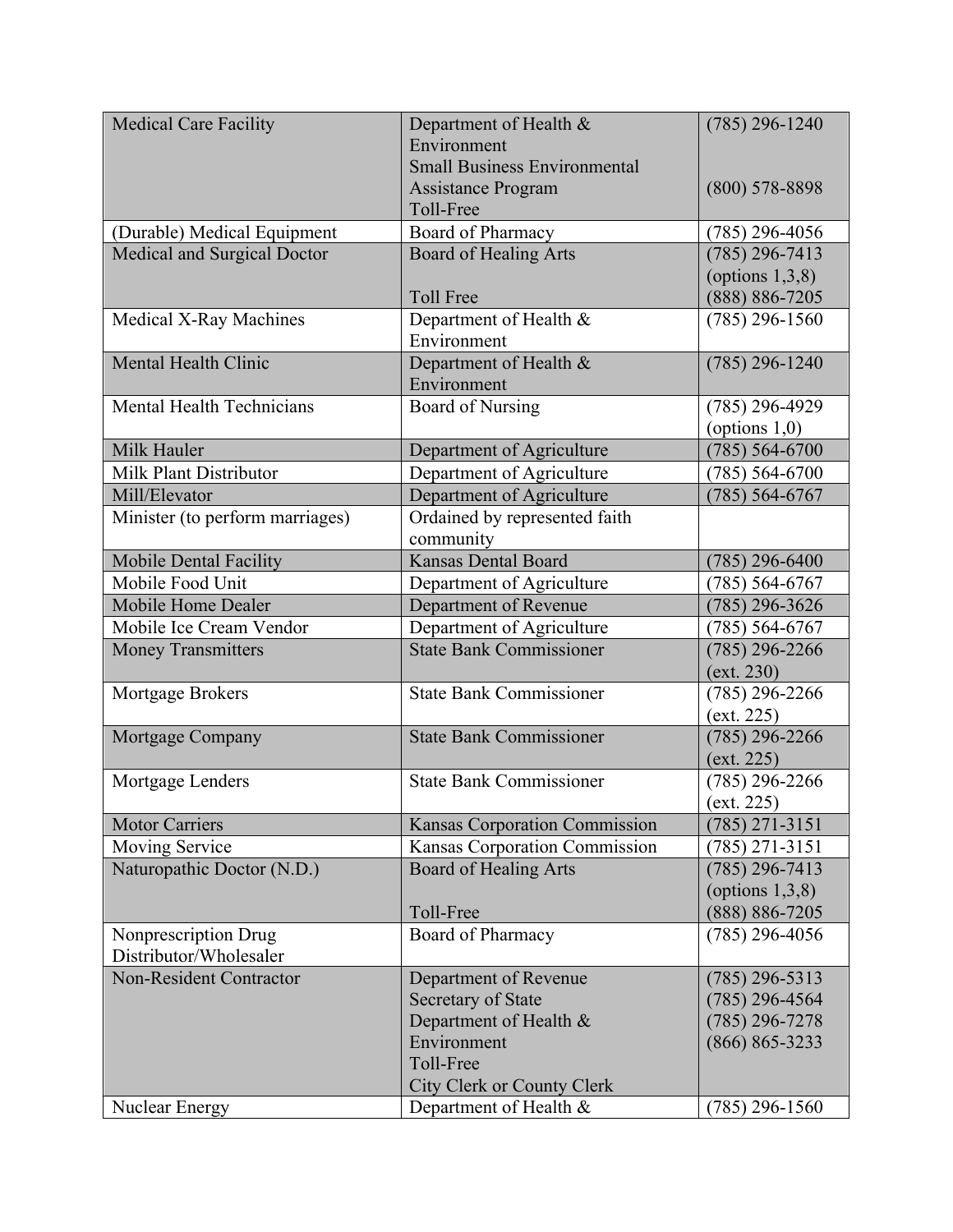| Medical Care Facility | Department of Health & Environment<br>Small Business Environmental Assistance Program<br>Toll-Free | (785) 296-1240<br><br>(800) 578-8898 |
|---|---|---|
| (Durable) Medical Equipment | Board of Pharmacy | (785) 296-4056 |
| Medical and Surgical Doctor | Board of Healing Arts<br><br>Toll Free | (785) 296-7413 (options 1,3,8)<br>(888) 886-7205 |
| Medical X-Ray Machines | Department of Health & Environment | (785) 296-1560 |
| Mental Health Clinic | Department of Health & Environment | (785) 296-1240 |
| Mental Health Technicians | Board of Nursing | (785) 296-4929 (options 1,0) |
| Milk Hauler | Department of Agriculture | (785) 564-6700 |
| Milk Plant Distributor | Department of Agriculture | (785) 564-6700 |
| Mill/Elevator | Department of Agriculture | (785) 564-6767 |
| Minister (to perform marriages) | Ordained by represented faith community | |
| Mobile Dental Facility | Kansas Dental Board | (785) 296-6400 |
| Mobile Food Unit | Department of Agriculture | (785) 564-6767 |
| Mobile Home Dealer | Department of Revenue | (785) 296-3626 |
| Mobile Ice Cream Vendor | Department of Agriculture | (785) 564-6767 |
| Money Transmitters | State Bank Commissioner | (785) 296-2266 (ext. 230) |
| Mortgage Brokers | State Bank Commissioner | (785) 296-2266 (ext. 225) |
| Mortgage Company | State Bank Commissioner | (785) 296-2266 (ext. 225) |
| Mortgage Lenders | State Bank Commissioner | (785) 296-2266 (ext. 225) |
| Motor Carriers | Kansas Corporation Commission | (785) 271-3151 |
| Moving Service | Kansas Corporation Commission | (785) 271-3151 |
| Naturopathic Doctor (N.D.) | Board of Healing Arts<br><br>Toll-Free | (785) 296-7413 (options 1,3,8)<br>(888) 886-7205 |
| Nonprescription Drug Distributor/Wholesaler | Board of Pharmacy | (785) 296-4056 |
| Non-Resident Contractor | Department of Revenue<br>Secretary of State<br>Department of Health & Environment<br>Toll-Free<br>City Clerk or County Clerk | (785) 296-5313<br>(785) 296-4564<br>(785) 296-7278<br>(866) 865-3233 |
| Nuclear Energy | Department of Health & | (785) 296-1560 |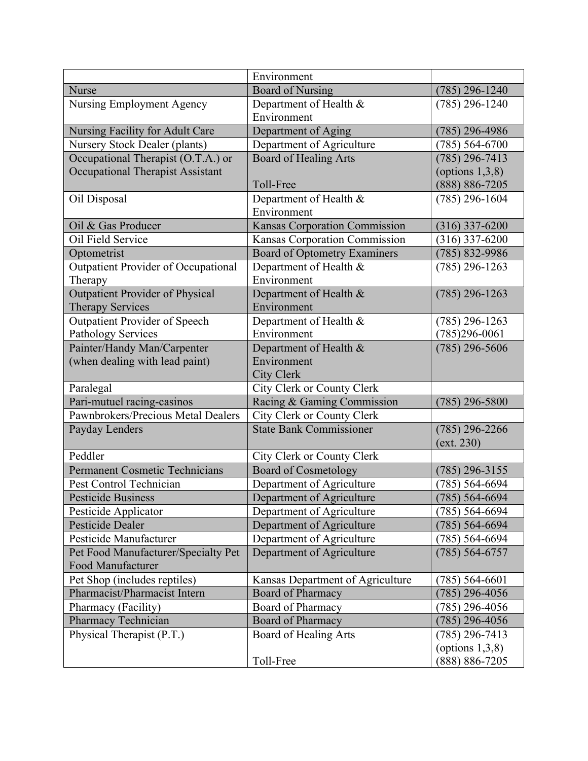| | | |
|---|---|---|
| | Environment | |
| Nurse | Board of Nursing | (785) 296-1240 |
| Nursing Employment Agency | Department of Health & Environment | (785) 296-1240 |
| Nursing Facility for Adult Care | Department of Aging | (785) 296-4986 |
| Nursery Stock Dealer (plants) | Department of Agriculture | (785) 564-6700 |
| Occupational Therapist (O.T.A.) or Occupational Therapist Assistant | Board of Healing Arts<br><br>Toll-Free | (785) 296-7413 (options 1,3,8)<br>(888) 886-7205 |
| Oil Disposal | Department of Health & Environment | (785) 296-1604 |
| Oil & Gas Producer | Kansas Corporation Commission | (316) 337-6200 |
| Oil Field Service | Kansas Corporation Commission | (316) 337-6200 |
| Optometrist | Board of Optometry Examiners | (785) 832-9986 |
| Outpatient Provider of Occupational Therapy | Department of Health & Environment | (785) 296-1263 |
| Outpatient Provider of Physical Therapy Services | Department of Health & Environment | (785) 296-1263 |
| Outpatient Provider of Speech Pathology Services | Department of Health & Environment | (785) 296-1263<br>(785)296-0061 |
| Painter/Handy Man/Carpenter (when dealing with lead paint) | Department of Health & Environment<br>City Clerk | (785) 296-5606 |
| Paralegal | City Clerk or County Clerk | |
| Pari-mutuel racing-casinos | Racing & Gaming Commission | (785) 296-5800 |
| Pawnbrokers/Precious Metal Dealers | City Clerk or County Clerk | |
| Payday Lenders | State Bank Commissioner | (785) 296-2266 (ext. 230) |
| Peddler | City Clerk or County Clerk | |
| Permanent Cosmetic Technicians | Board of Cosmetology | (785) 296-3155 |
| Pest Control Technician | Department of Agriculture | (785) 564-6694 |
| Pesticide Business | Department of Agriculture | (785) 564-6694 |
| Pesticide Applicator | Department of Agriculture | (785) 564-6694 |
| Pesticide Dealer | Department of Agriculture | (785) 564-6694 |
| Pesticide Manufacturer | Department of Agriculture | (785) 564-6694 |
| Pet Food Manufacturer/Specialty Pet Food Manufacturer | Department of Agriculture | (785) 564-6757 |
| Pet Shop (includes reptiles) | Kansas Department of Agriculture | (785) 564-6601 |
| Pharmacist/Pharmacist Intern | Board of Pharmacy | (785) 296-4056 |
| Pharmacy (Facility) | Board of Pharmacy | (785) 296-4056 |
| Pharmacy Technician | Board of Pharmacy | (785) 296-4056 |
| Physical Therapist (P.T.) | Board of Healing Arts<br><br>Toll-Free | (785) 296-7413 (options 1,3,8)<br>(888) 886-7205 |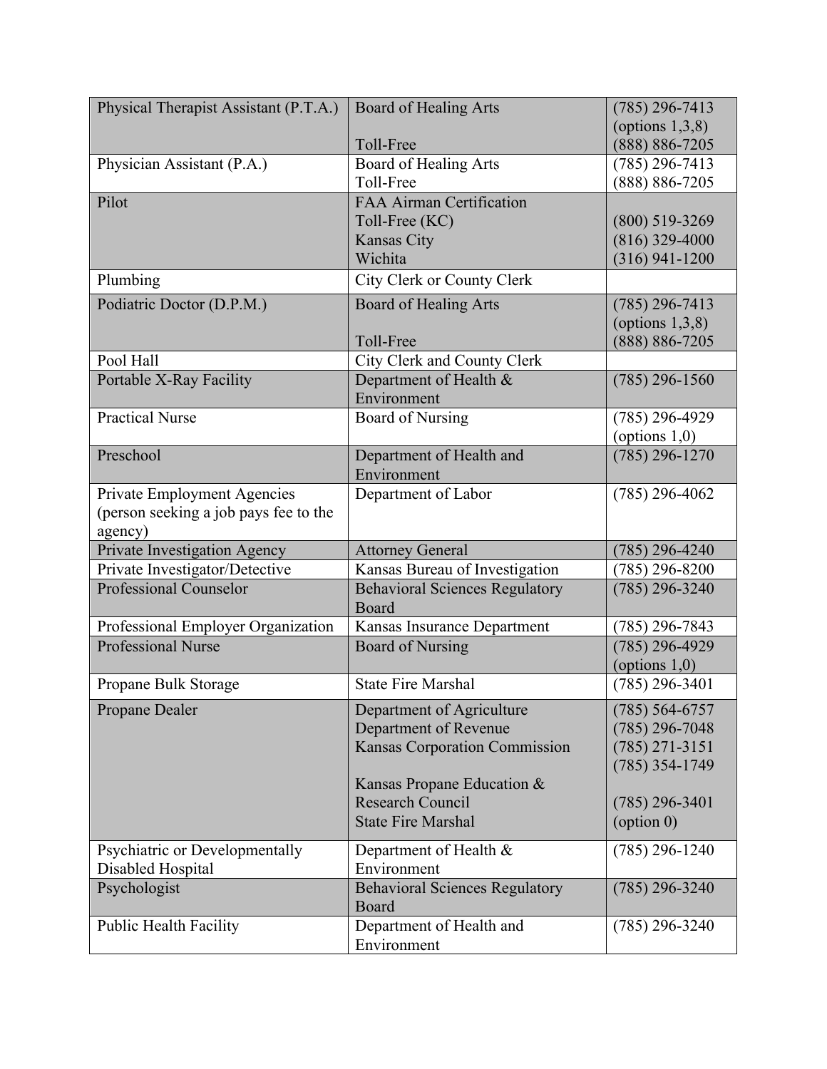| Physical Therapist Assistant (P.T.A.) | Board of Healing Arts<br><br>Toll-Free | (785) 296-7413 (options 1,3,8)<br>(888) 886-7205 |
|---|---|---|
| Physician Assistant (P.A.) | Board of Healing Arts<br>Toll-Free | (785) 296-7413<br>(888) 886-7205 |
| Pilot | FAA Airman Certification<br>Toll-Free (KC)<br>Kansas City<br>Wichita | <br>(800) 519-3269<br>(816) 329-4000<br>(316) 941-1200 |
| Plumbing | City Clerk or County Clerk | |
| Podiatric Doctor (D.P.M.) | Board of Healing Arts<br><br>Toll-Free | (785) 296-7413 (options 1,3,8)<br>(888) 886-7205 |
| Pool Hall | City Clerk and County Clerk | |
| Portable X-Ray Facility | Department of Health & Environment | (785) 296-1560 |
| Practical Nurse | Board of Nursing | (785) 296-4929 (options 1,0) |
| Preschool | Department of Health and Environment | (785) 296-1270 |
| Private Employment Agencies (person seeking a job pays fee to the agency) | Department of Labor | (785) 296-4062 |
| Private Investigation Agency | Attorney General | (785) 296-4240 |
| Private Investigator/Detective | Kansas Bureau of Investigation | (785) 296-8200 |
| Professional Counselor | Behavioral Sciences Regulatory Board | (785) 296-3240 |
| Professional Employer Organization | Kansas Insurance Department | (785) 296-7843 |
| Professional Nurse | Board of Nursing | (785) 296-4929 (options 1,0) |
| Propane Bulk Storage | State Fire Marshal | (785) 296-3401 |
| Propane Dealer | Department of Agriculture<br>Department of Revenue<br>Kansas Corporation Commission<br><br>Kansas Propane Education & Research Council<br>State Fire Marshal | (785) 564-6757<br>(785) 296-7048<br>(785) 271-3151<br>(785) 354-1749<br><br>(785) 296-3401 (option 0) |
| Psychiatric or Developmentally Disabled Hospital | Department of Health & Environment | (785) 296-1240 |
| Psychologist | Behavioral Sciences Regulatory Board | (785) 296-3240 |
| Public Health Facility | Department of Health and Environment | (785) 296-3240 |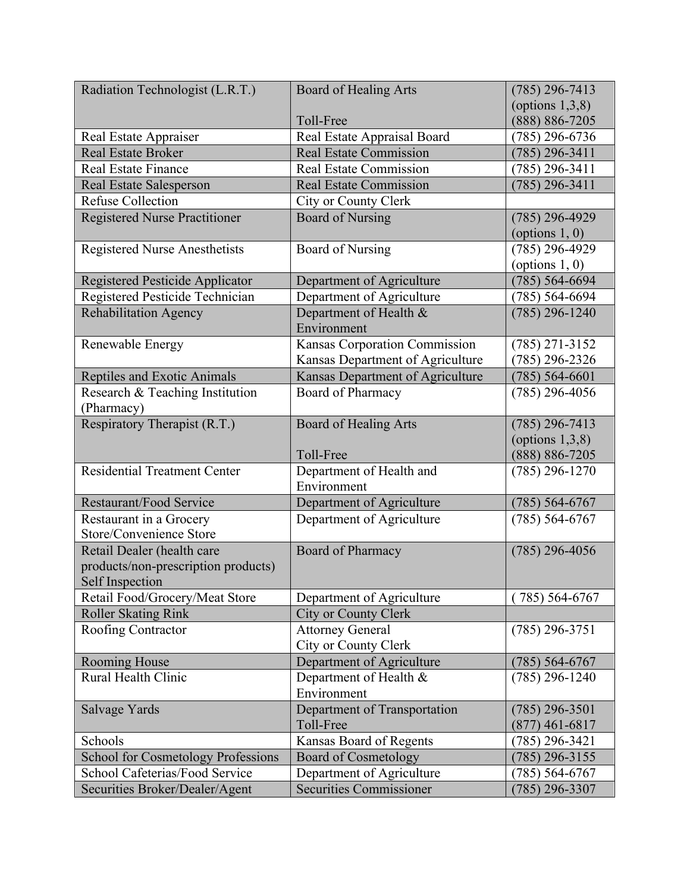| Radiation Technologist (L.R.T.) | Board of Healing Arts<br><br>Toll-Free | (785) 296-7413 (options 1,3,8)<br>(888) 886-7205 |
|---|---|---|
| Real Estate Appraiser | Real Estate Appraisal Board | (785) 296-6736 |
| Real Estate Broker | Real Estate Commission | (785) 296-3411 |
| Real Estate Finance | Real Estate Commission | (785) 296-3411 |
| Real Estate Salesperson | Real Estate Commission | (785) 296-3411 |
| Refuse Collection | City or County Clerk | |
| Registered Nurse Practitioner | Board of Nursing | (785) 296-4929 (options 1, 0) |
| Registered Nurse Anesthetists | Board of Nursing | (785) 296-4929 (options 1, 0) |
| Registered Pesticide Applicator | Department of Agriculture | (785) 564-6694 |
| Registered Pesticide Technician | Department of Agriculture | (785) 564-6694 |
| Rehabilitation Agency | Department of Health & Environment | (785) 296-1240 |
| Renewable Energy | Kansas Corporation Commission<br>Kansas Department of Agriculture | (785) 271-3152<br>(785) 296-2326 |
| Reptiles and Exotic Animals | Kansas Department of Agriculture | (785) 564-6601 |
| Research & Teaching Institution (Pharmacy) | Board of Pharmacy | (785) 296-4056 |
| Respiratory Therapist (R.T.) | Board of Healing Arts<br><br>Toll-Free | (785) 296-7413 (options 1,3,8)<br>(888) 886-7205 |
| Residential Treatment Center | Department of Health and Environment | (785) 296-1270 |
| Restaurant/Food Service | Department of Agriculture | (785) 564-6767 |
| Restaurant in a Grocery Store/Convenience Store | Department of Agriculture | (785) 564-6767 |
| Retail Dealer (health care products/non-prescription products) Self Inspection | Board of Pharmacy | (785) 296-4056 |
| Retail Food/Grocery/Meat Store | Department of Agriculture | ( 785) 564-6767 |
| Roller Skating Rink | City or County Clerk | |
| Roofing Contractor | Attorney General<br>City or County Clerk | (785) 296-3751 |
| Rooming House | Department of Agriculture | (785) 564-6767 |
| Rural Health Clinic | Department of Health & Environment | (785) 296-1240 |
| Salvage Yards | Department of Transportation<br>Toll-Free | (785) 296-3501<br>(877) 461-6817 |
| Schools | Kansas Board of Regents | (785) 296-3421 |
| School for Cosmetology Professions | Board of Cosmetology | (785) 296-3155 |
| School Cafeterias/Food Service | Department of Agriculture | (785) 564-6767 |
| Securities Broker/Dealer/Agent | Securities Commissioner | (785) 296-3307 |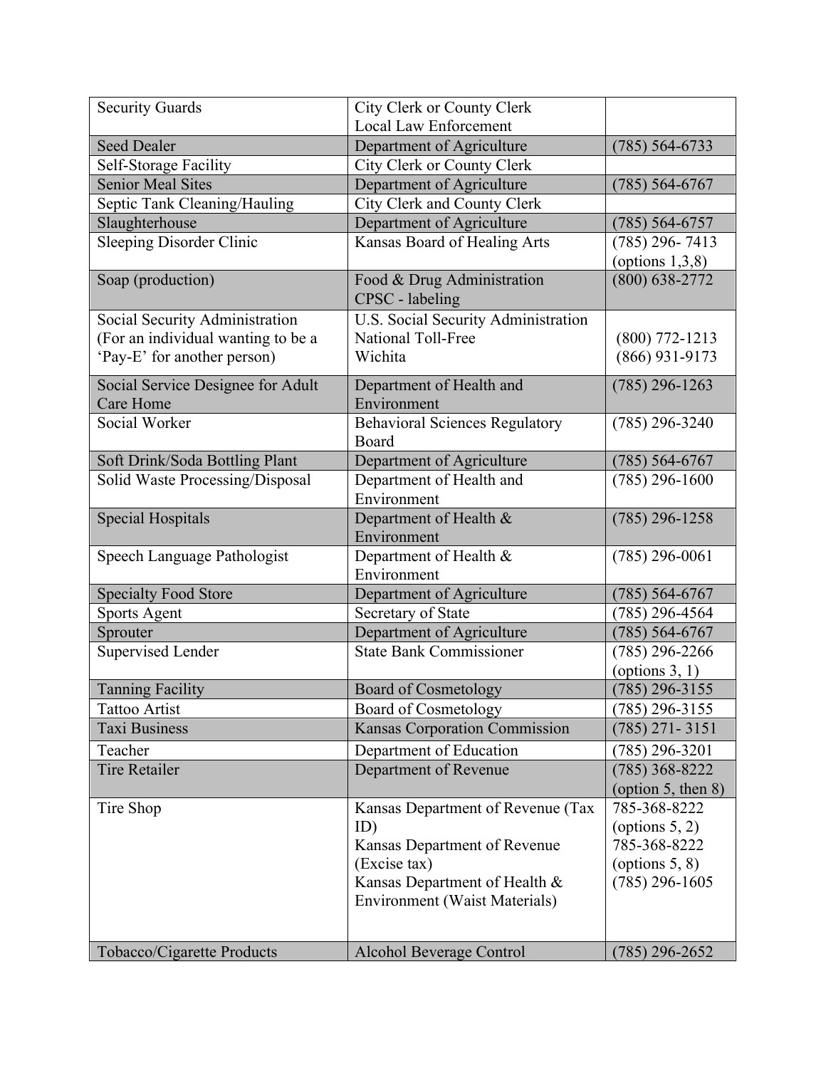| Security Guards | City Clerk or County Clerk<br>Local Law Enforcement | |
|---|---|---|
| Seed Dealer | Department of Agriculture | (785) 564-6733 |
| Self-Storage Facility | City Clerk or County Clerk | |
| Senior Meal Sites | Department of Agriculture | (785) 564-6767 |
| Septic Tank Cleaning/Hauling | City Clerk and County Clerk | |
| Slaughterhouse | Department of Agriculture | (785) 564-6757 |
| Sleeping Disorder Clinic | Kansas Board of Healing Arts | (785) 296- 7413 (options 1,3,8) |
| Soap (production) | Food & Drug Administration<br>CPSC - labeling | (800) 638-2772 |
| Social Security Administration (For an individual wanting to be a 'Pay-E' for another person) | U.S. Social Security Administration<br>National Toll-Free<br>Wichita | (800) 772-1213<br>(866) 931-9173 |
| Social Service Designee for Adult Care Home | Department of Health and Environment | (785) 296-1263 |
| Social Worker | Behavioral Sciences Regulatory Board | (785) 296-3240 |
| Soft Drink/Soda Bottling Plant | Department of Agriculture | (785) 564-6767 |
| Solid Waste Processing/Disposal | Department of Health and Environment | (785) 296-1600 |
| Special Hospitals | Department of Health & Environment | (785) 296-1258 |
| Speech Language Pathologist | Department of Health & Environment | (785) 296-0061 |
| Specialty Food Store | Department of Agriculture | (785) 564-6767 |
| Sports Agent | Secretary of State | (785) 296-4564 |
| Sprouter | Department of Agriculture | (785) 564-6767 |
| Supervised Lender | State Bank Commissioner | (785) 296-2266 (options 3, 1) |
| Tanning Facility | Board of Cosmetology | (785) 296-3155 |
| Tattoo Artist | Board of Cosmetology | (785) 296-3155 |
| Taxi Business | Kansas Corporation Commission | (785) 271- 3151 |
| Teacher | Department of Education | (785) 296-3201 |
| Tire Retailer | Department of Revenue | (785) 368-8222 (option 5, then 8) |
| Tire Shop | Kansas Department of Revenue (Tax ID)<br>Kansas Department of Revenue (Excise tax)<br>Kansas Department of Health & Environment (Waist Materials) | 785-368-8222 (options 5, 2)<br>785-368-8222 (options 5, 8)<br>(785) 296-1605 |
| Tobacco/Cigarette Products | Alcohol Beverage Control | (785) 296-2652 |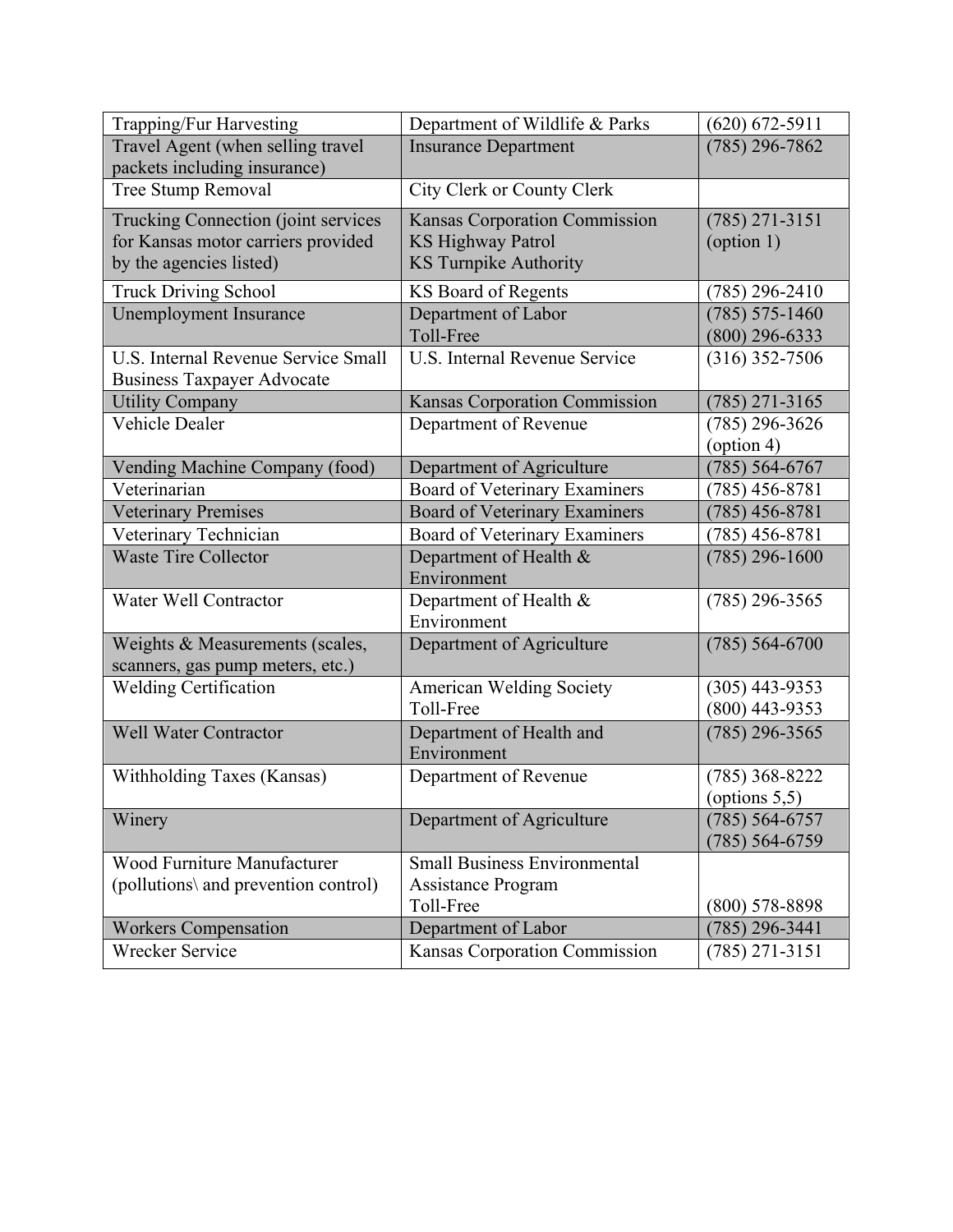| | | |
|---|---|---|
| Trapping/Fur Harvesting | Department of Wildlife & Parks | (620) 672-5911 |
| Travel Agent (when selling travel packets including insurance) | Insurance Department | (785) 296-7862 |
| Tree Stump Removal | City Clerk or County Clerk | |
| Trucking Connection (joint services for Kansas motor carriers provided by the agencies listed) | Kansas Corporation Commission<br>KS Highway Patrol<br>KS Turnpike Authority | (785) 271-3151 (option 1) |
| Truck Driving School | KS Board of Regents | (785) 296-2410 |
| Unemployment Insurance | Department of Labor<br>Toll-Free | (785) 575-1460<br>(800) 296-6333 |
| U.S. Internal Revenue Service Small Business Taxpayer Advocate | U.S. Internal Revenue Service | (316) 352-7506 |
| Utility Company | Kansas Corporation Commission | (785) 271-3165 |
| Vehicle Dealer | Department of Revenue | (785) 296-3626 (option 4) |
| Vending Machine Company (food) | Department of Agriculture | (785) 564-6767 |
| Veterinarian | Board of Veterinary Examiners | (785) 456-8781 |
| Veterinary Premises | Board of Veterinary Examiners | (785) 456-8781 |
| Veterinary Technician | Board of Veterinary Examiners | (785) 456-8781 |
| Waste Tire Collector | Department of Health & Environment | (785) 296-1600 |
| Water Well Contractor | Department of Health & Environment | (785) 296-3565 |
| Weights & Measurements (scales, scanners, gas pump meters, etc.) | Department of Agriculture | (785) 564-6700 |
| Welding Certification | American Welding Society<br>Toll-Free | (305) 443-9353<br>(800) 443-9353 |
| Well Water Contractor | Department of Health and Environment | (785) 296-3565 |
| Withholding Taxes (Kansas) | Department of Revenue | (785) 368-8222 (options 5,5) |
| Winery | Department of Agriculture | (785) 564-6757<br>(785) 564-6759 |
| Wood Furniture Manufacturer (pollutions\ and prevention control) | Small Business Environmental Assistance Program<br>Toll-Free | (800) 578-8898 |
| Workers Compensation | Department of Labor | (785) 296-3441 |
| Wrecker Service | Kansas Corporation Commission | (785) 271-3151 |